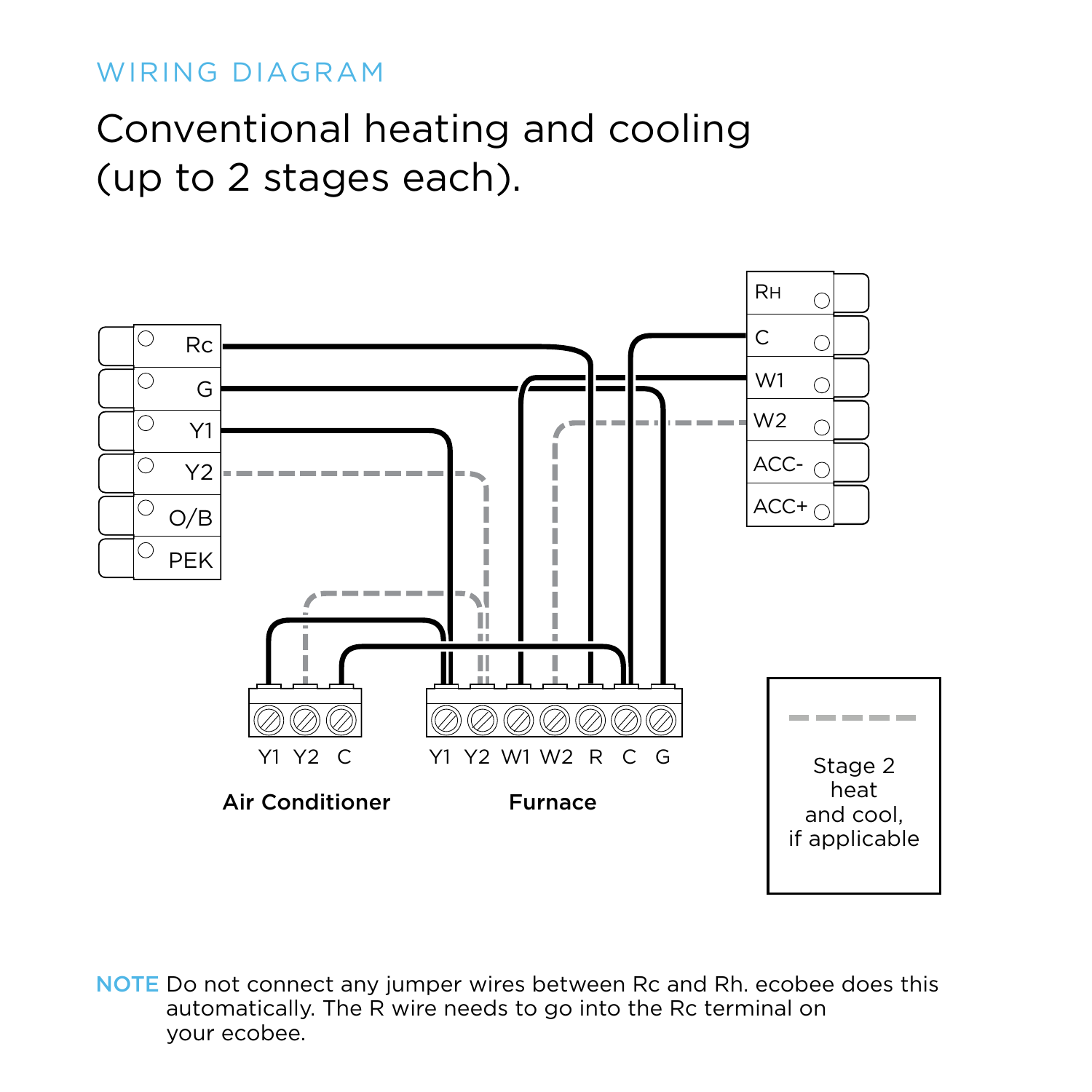WIRING DIAGRAM

# Conventional heating and cooling (up to 2 stages each).

Rc
G
Y1
Y2
O/B
PEK

RH
C
W1
W2
ACC-
ACC+

Y1 Y2 C

**Air Conditioner**

Y1 Y2 W1 W2 R C G

**Furnace**

Stage 2 heat and cool, if applicable

**NOTE** Do not connect any jumper wires between Rc and Rh. ecobee does this automatically. The R wire needs to go into the Rc terminal on your ecobee.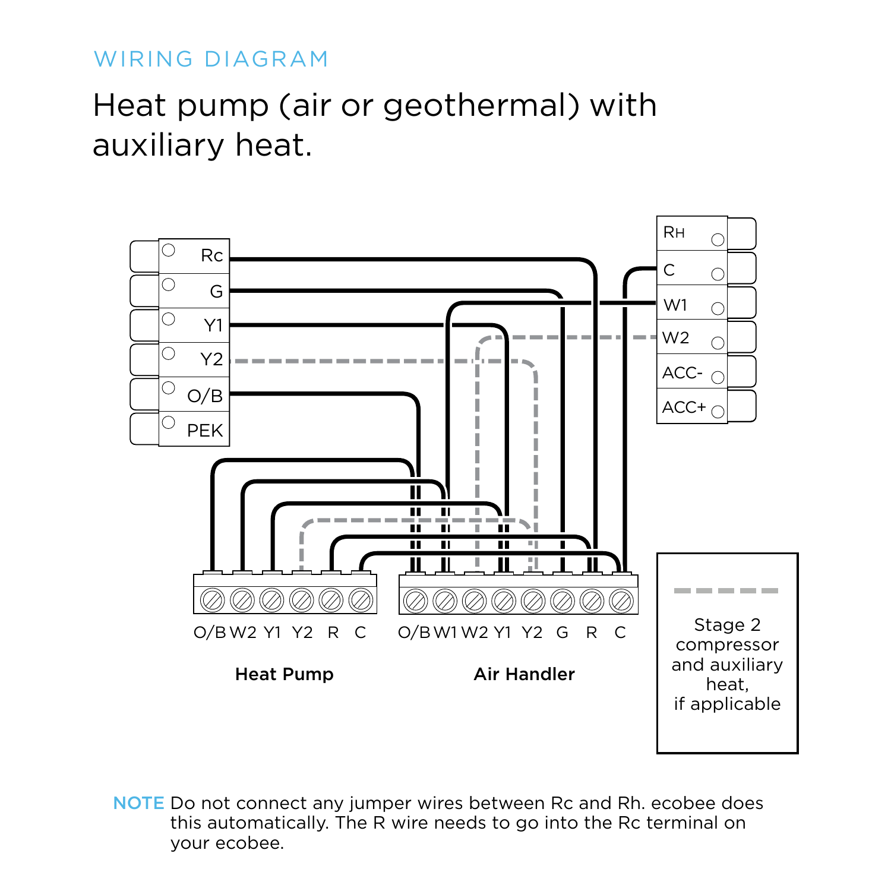WIRING DIAGRAM

# Heat pump (air or geothermal) with auxiliary heat.

Rc
G
Y1
Y2
O/B
PEK

RH
C
W1
W2
ACC-
ACC+

O/B W2 Y1 Y2 R C

**Heat Pump**

O/B W1 W2 Y1 Y2 G R C

**Air Handler**

Stage 2 compressor and auxiliary heat, if applicable

**NOTE** Do not connect any jumper wires between Rc and Rh. ecobee does this automatically. The R wire needs to go into the Rc terminal on your ecobee.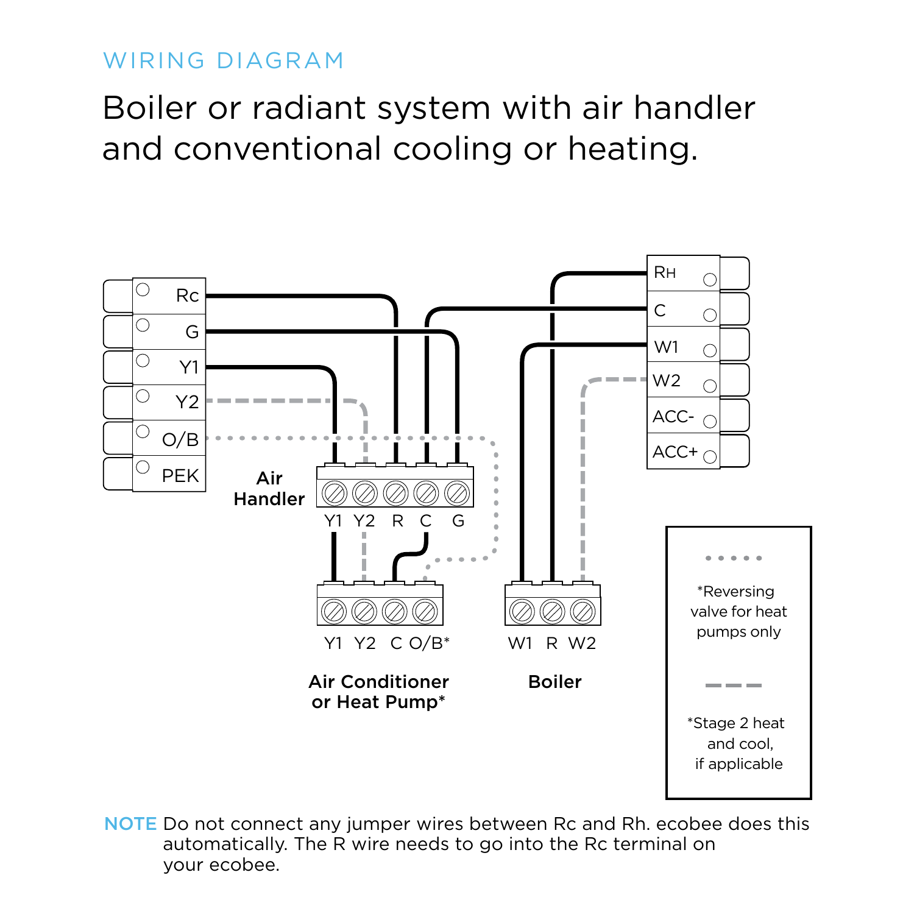WIRING DIAGRAM

# Boiler or radiant system with air handler and conventional cooling or heating.

Rc
G
Y1
Y2
O/B
PEK

**Air Handler**

Y1 Y2 R C G

Y1 Y2 C O/B*

**Air Conditioner or Heat Pump***

W1 R W2

**Boiler**

RH
C
W1
W2
ACC-
ACC+

*Reversing valve for heat pumps only

*Stage 2 heat and cool, if applicable

**NOTE** Do not connect any jumper wires between Rc and Rh. ecobee does this automatically. The R wire needs to go into the Rc terminal on your ecobee.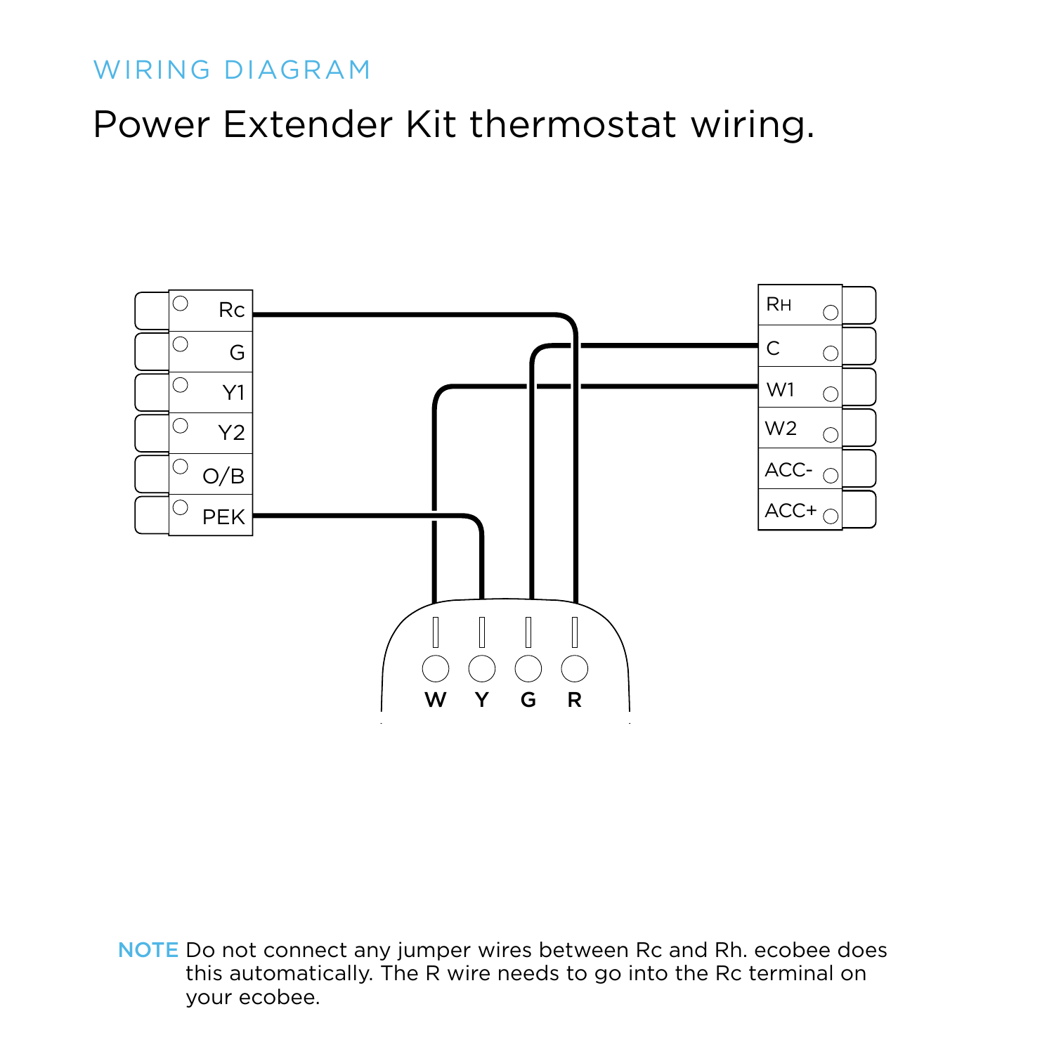WIRING DIAGRAM

# Power Extender Kit thermostat wiring.

Rc
G
Y1
Y2
O/B
PEK

RH
C
W1
W2
ACC-
ACC+

W Y G R

**NOTE** Do not connect any jumper wires between Rc and Rh. ecobee does this automatically. The R wire needs to go into the Rc terminal on your ecobee.